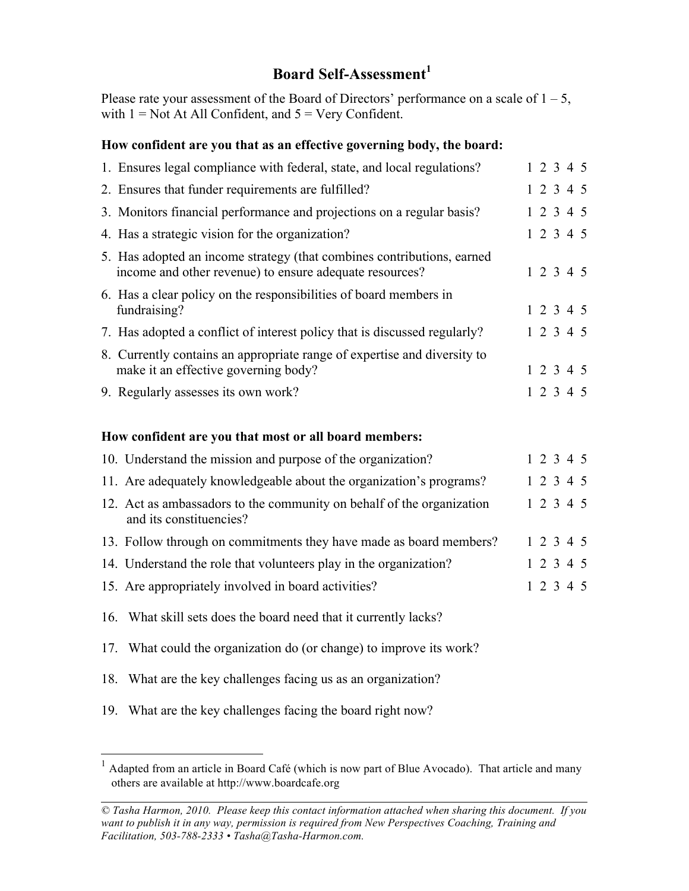# Board Self-Assessment[1]

Please rate your assessment of the Board of Directors' performance on a scale of 1 – 5, with 1 = Not At All Confident, and 5 = Very Confident.

**How confident are you that as an effective governing body, the board:**

| | |
|---|---|
| 1. Ensures legal compliance with federal, state, and local regulations? | 1 2 3 4 5 |
| 2. Ensures that funder requirements are fulfilled? | 1 2 3 4 5 |
| 3. Monitors financial performance and projections on a regular basis? | 1 2 3 4 5 |
| 4. Has a strategic vision for the organization? | 1 2 3 4 5 |
| 5. Has adopted an income strategy (that combines contributions, earned income and other revenue) to ensure adequate resources? | 1 2 3 4 5 |
| 6. Has a clear policy on the responsibilities of board members in fundraising? | 1 2 3 4 5 |
| 7. Has adopted a conflict of interest policy that is discussed regularly? | 1 2 3 4 5 |
| 8. Currently contains an appropriate range of expertise and diversity to make it an effective governing body? | 1 2 3 4 5 |
| 9. Regularly assesses its own work? | 1 2 3 4 5 |

**How confident are you that most or all board members:**

| | |
|---|---|
| 10. Understand the mission and purpose of the organization? | 1 2 3 4 5 |
| 11. Are adequately knowledgeable about the organization's programs? | 1 2 3 4 5 |
| 12. Act as ambassadors to the community on behalf of the organization and its constituencies? | 1 2 3 4 5 |
| 13. Follow through on commitments they have made as board members? | 1 2 3 4 5 |
| 14. Understand the role that volunteers play in the organization? | 1 2 3 4 5 |
| 15. Are appropriately involved in board activities? | 1 2 3 4 5 |

16. What skill sets does the board need that it currently lacks?

17. What could the organization do (or change) to improve its work?

18. What are the key challenges facing us as an organization?

19. What are the key challenges facing the board right now?

---

[1] Adapted from an article in Board Café (which is now part of Blue Avocado). That article and many others are available at http://www.boardcafe.org

*© Tasha Harmon, 2010. Please keep this contact information attached when sharing this document. If you want to publish it in any way, permission is required from New Perspectives Coaching, Training and Facilitation, 503-788-2333 • Tasha@Tasha-Harmon.com.*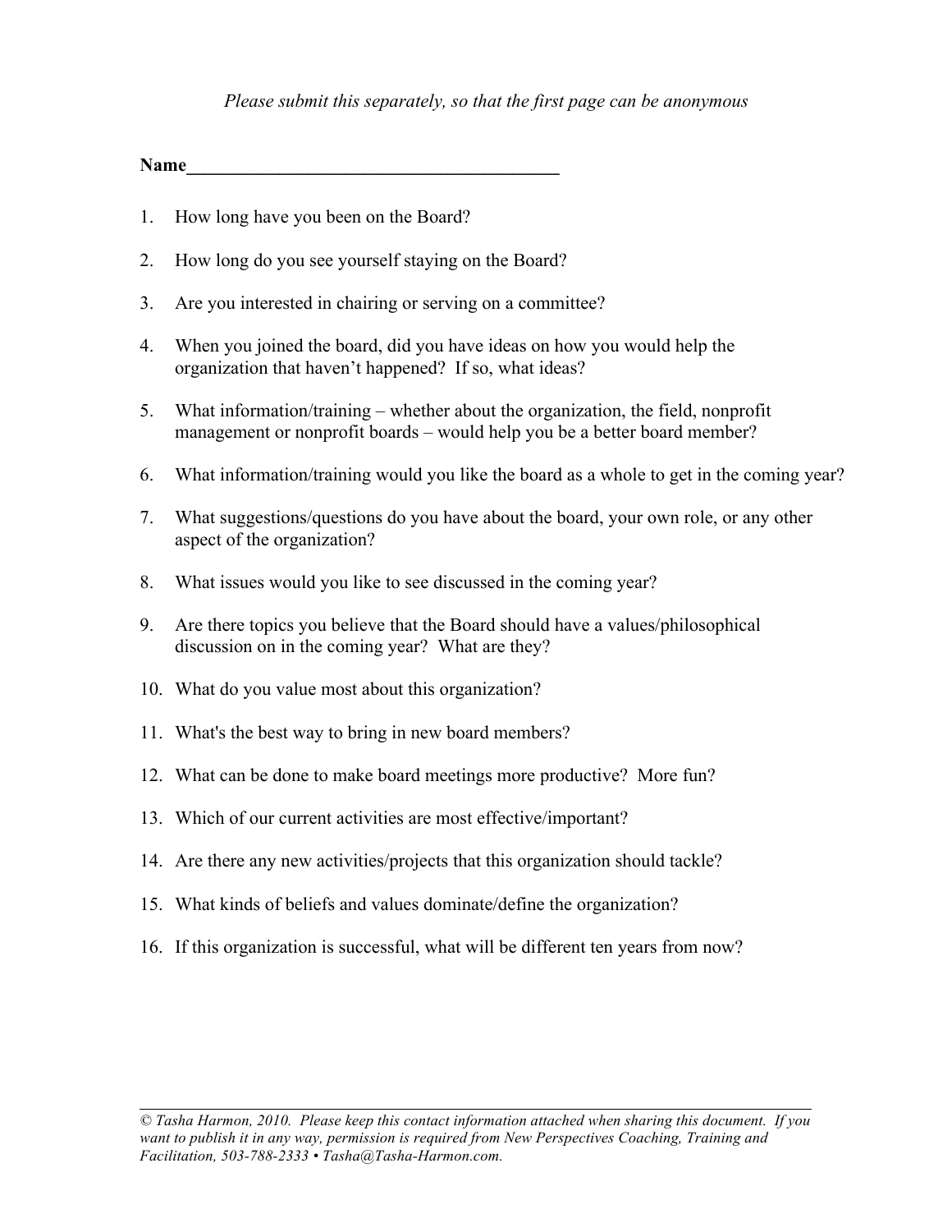*Please submit this separately, so that the first page can be anonymous*

**Name**_________________________________________

1. How long have you been on the Board?
2. How long do you see yourself staying on the Board?
3. Are you interested in chairing or serving on a committee?
4. When you joined the board, did you have ideas on how you would help the organization that haven't happened? If so, what ideas?
5. What information/training – whether about the organization, the field, nonprofit management or nonprofit boards – would help you be a better board member?
6. What information/training would you like the board as a whole to get in the coming year?
7. What suggestions/questions do you have about the board, your own role, or any other aspect of the organization?
8. What issues would you like to see discussed in the coming year?
9. Are there topics you believe that the Board should have a values/philosophical discussion on in the coming year? What are they?
10. What do you value most about this organization?
11. What's the best way to bring in new board members?
12. What can be done to make board meetings more productive? More fun?
13. Which of our current activities are most effective/important?
14. Are there any new activities/projects that this organization should tackle?
15. What kinds of beliefs and values dominate/define the organization?
16. If this organization is successful, what will be different ten years from now?

---

*© Tasha Harmon, 2010. Please keep this contact information attached when sharing this document. If you want to publish it in any way, permission is required from New Perspectives Coaching, Training and Facilitation, 503-788-2333 • Tasha@Tasha-Harmon.com.*